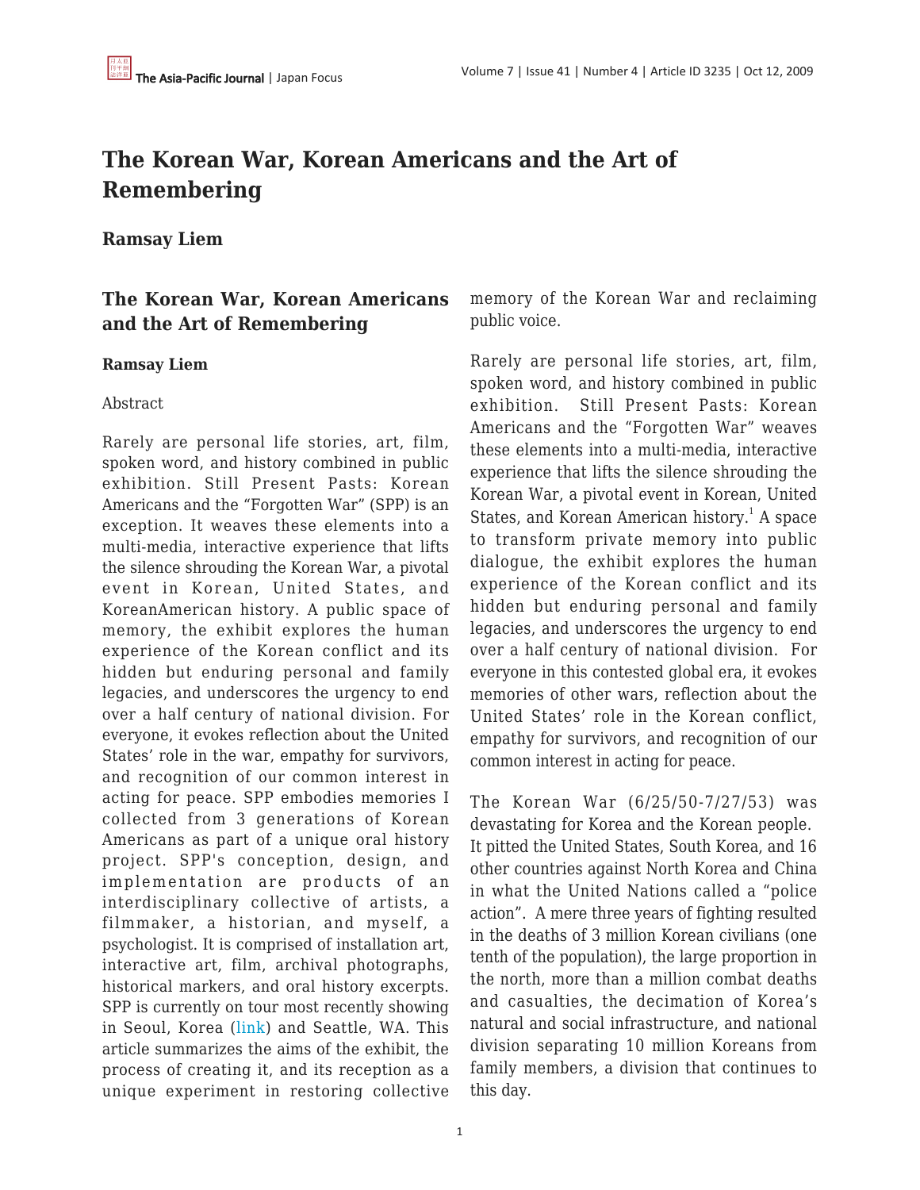# The Korean War, Korean Americans and the Art of Remembering

**Ramsay Liem**

## The Korean War, Korean Americans and the Art of Remembering

**Ramsay Liem**

Abstract

Rarely are personal life stories, art, film, spoken word, and history combined in public exhibition. Still Present Pasts: Korean Americans and the "Forgotten War" (SPP) is an exception. It weaves these elements into a multi-media, interactive experience that lifts the silence shrouding the Korean War, a pivotal event in Korean, United States, and KoreanAmerican history. A public space of memory, the exhibit explores the human experience of the Korean conflict and its hidden but enduring personal and family legacies, and underscores the urgency to end over a half century of national division. For everyone, it evokes reflection about the United States' role in the war, empathy for survivors, and recognition of our common interest in acting for peace. SPP embodies memories I collected from 3 generations of Korean Americans as part of a unique oral history project. SPP's conception, design, and implementation are products of an interdisciplinary collective of artists, a filmmaker, a historian, and myself, a psychologist. It is comprised of installation art, interactive art, film, archival photographs, historical markers, and oral history excerpts. SPP is currently on tour most recently showing in Seoul, Korea (link) and Seattle, WA. This article summarizes the aims of the exhibit, the process of creating it, and its reception as a unique experiment in restoring collective memory of the Korean War and reclaiming public voice.

Rarely are personal life stories, art, film, spoken word, and history combined in public exhibition. Still Present Pasts: Korean Americans and the "Forgotten War" weaves these elements into a multi-media, interactive experience that lifts the silence shrouding the Korean War, a pivotal event in Korean, United States, and Korean American history.[1] A space to transform private memory into public dialogue, the exhibit explores the human experience of the Korean conflict and its hidden but enduring personal and family legacies, and underscores the urgency to end over a half century of national division. For everyone in this contested global era, it evokes memories of other wars, reflection about the United States' role in the Korean conflict, empathy for survivors, and recognition of our common interest in acting for peace.

The Korean War (6/25/50-7/27/53) was devastating for Korea and the Korean people. It pitted the United States, South Korea, and 16 other countries against North Korea and China in what the United Nations called a "police action". A mere three years of fighting resulted in the deaths of 3 million Korean civilians (one tenth of the population), the large proportion in the north, more than a million combat deaths and casualties, the decimation of Korea's natural and social infrastructure, and national division separating 10 million Koreans from family members, a division that continues to this day.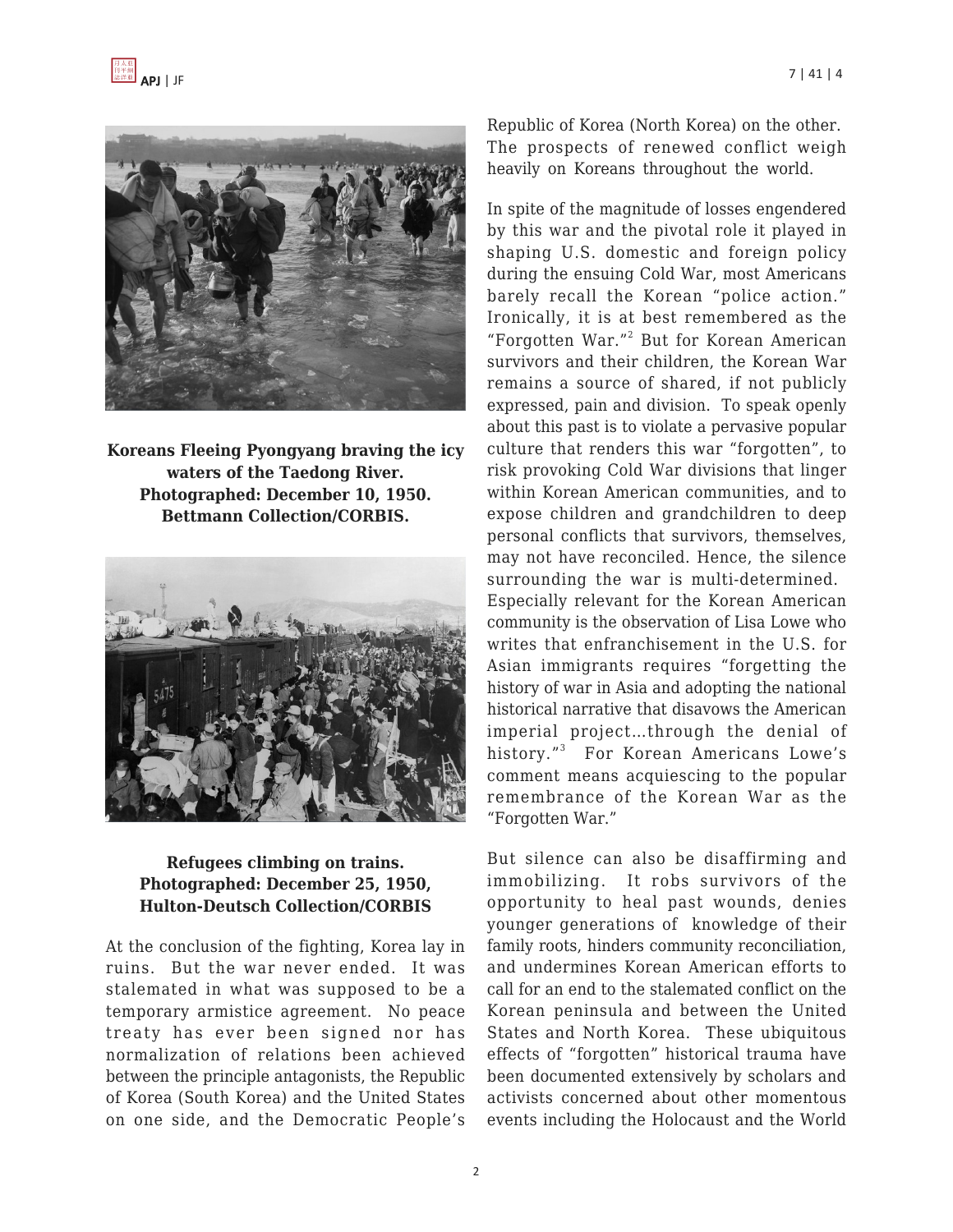**Koreans Fleeing Pyongyang braving the icy waters of the Taedong River. Photographed: December 10, 1950. Bettmann Collection/CORBIS.**

**Refugees climbing on trains. Photographed: December 25, 1950, Hulton-Deutsch Collection/CORBIS**

At the conclusion of the fighting, Korea lay in ruins. But the war never ended. It was stalemated in what was supposed to be a temporary armistice agreement. No peace treaty has ever been signed nor has normalization of relations been achieved between the principle antagonists, the Republic of Korea (South Korea) and the United States on one side, and the Democratic People's Republic of Korea (North Korea) on the other. The prospects of renewed conflict weigh heavily on Koreans throughout the world.

In spite of the magnitude of losses engendered by this war and the pivotal role it played in shaping U.S. domestic and foreign policy during the ensuing Cold War, most Americans barely recall the Korean "police action." Ironically, it is at best remembered as the "Forgotten War."[2] But for Korean American survivors and their children, the Korean War remains a source of shared, if not publicly expressed, pain and division. To speak openly about this past is to violate a pervasive popular culture that renders this war "forgotten", to risk provoking Cold War divisions that linger within Korean American communities, and to expose children and grandchildren to deep personal conflicts that survivors, themselves, may not have reconciled. Hence, the silence surrounding the war is multi-determined. Especially relevant for the Korean American community is the observation of Lisa Lowe who writes that enfranchisement in the U.S. for Asian immigrants requires "forgetting the history of war in Asia and adopting the national historical narrative that disavows the American imperial project…through the denial of history."[3] For Korean Americans Lowe's comment means acquiescing to the popular remembrance of the Korean War as the "Forgotten War."

But silence can also be disaffirming and immobilizing. It robs survivors of the opportunity to heal past wounds, denies younger generations of knowledge of their family roots, hinders community reconciliation, and undermines Korean American efforts to call for an end to the stalemated conflict on the Korean peninsula and between the United States and North Korea. These ubiquitous effects of "forgotten" historical trauma have been documented extensively by scholars and activists concerned about other momentous events including the Holocaust and the World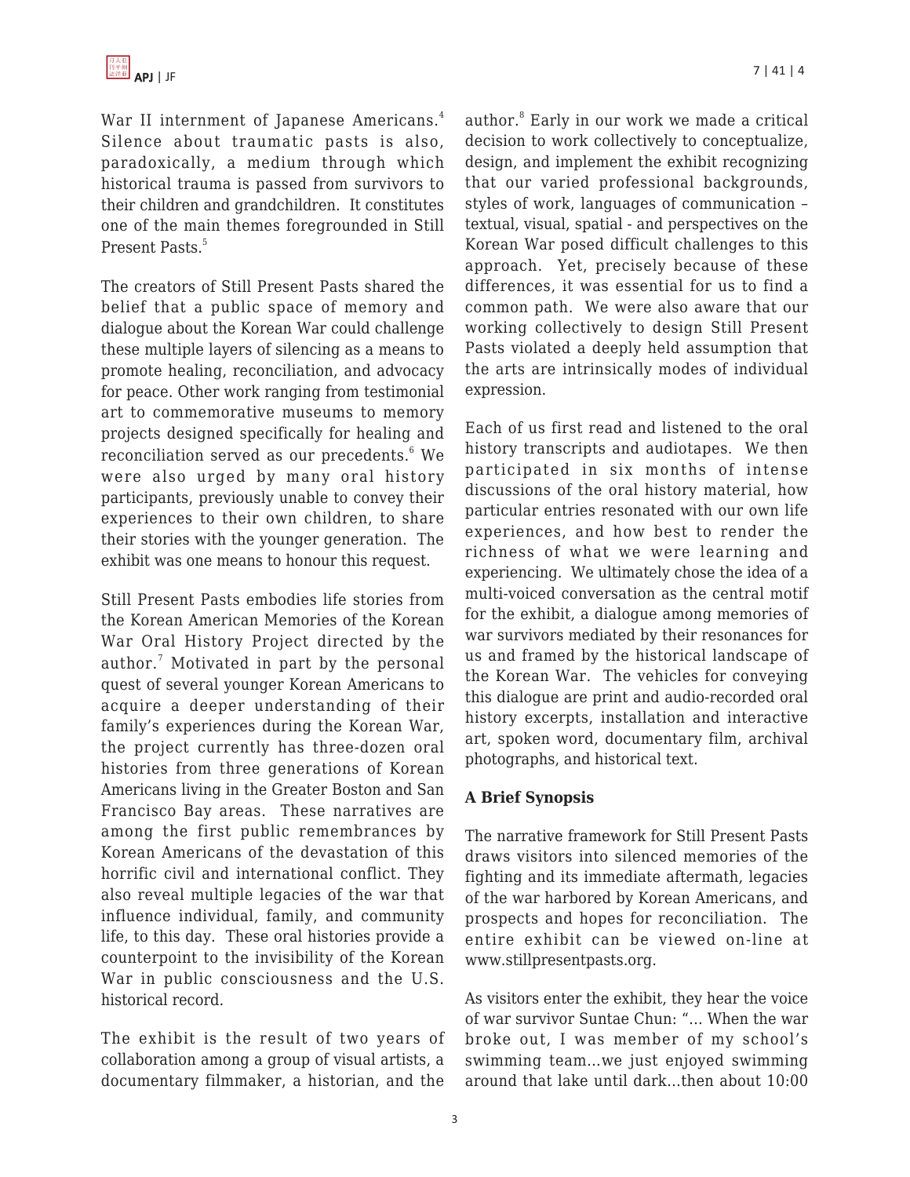War II internment of Japanese Americans.[4] Silence about traumatic pasts is also, paradoxically, a medium through which historical trauma is passed from survivors to their children and grandchildren. It constitutes one of the main themes foregrounded in Still Present Pasts.[5]

The creators of Still Present Pasts shared the belief that a public space of memory and dialogue about the Korean War could challenge these multiple layers of silencing as a means to promote healing, reconciliation, and advocacy for peace. Other work ranging from testimonial art to commemorative museums to memory projects designed specifically for healing and reconciliation served as our precedents.[6] We were also urged by many oral history participants, previously unable to convey their experiences to their own children, to share their stories with the younger generation. The exhibit was one means to honour this request.

Still Present Pasts embodies life stories from the Korean American Memories of the Korean War Oral History Project directed by the author.[7] Motivated in part by the personal quest of several younger Korean Americans to acquire a deeper understanding of their family's experiences during the Korean War, the project currently has three-dozen oral histories from three generations of Korean Americans living in the Greater Boston and San Francisco Bay areas. These narratives are among the first public remembrances by Korean Americans of the devastation of this horrific civil and international conflict. They also reveal multiple legacies of the war that influence individual, family, and community life, to this day. These oral histories provide a counterpoint to the invisibility of the Korean War in public consciousness and the U.S. historical record.

The exhibit is the result of two years of collaboration among a group of visual artists, a documentary filmmaker, a historian, and the author.[8] Early in our work we made a critical decision to work collectively to conceptualize, design, and implement the exhibit recognizing that our varied professional backgrounds, styles of work, languages of communication – textual, visual, spatial - and perspectives on the Korean War posed difficult challenges to this approach. Yet, precisely because of these differences, it was essential for us to find a common path. We were also aware that our working collectively to design Still Present Pasts violated a deeply held assumption that the arts are intrinsically modes of individual expression.

Each of us first read and listened to the oral history transcripts and audiotapes. We then participated in six months of intense discussions of the oral history material, how particular entries resonated with our own life experiences, and how best to render the richness of what we were learning and experiencing. We ultimately chose the idea of a multi-voiced conversation as the central motif for the exhibit, a dialogue among memories of war survivors mediated by their resonances for us and framed by the historical landscape of the Korean War. The vehicles for conveying this dialogue are print and audio-recorded oral history excerpts, installation and interactive art, spoken word, documentary film, archival photographs, and historical text.

**A Brief Synopsis**

The narrative framework for Still Present Pasts draws visitors into silenced memories of the fighting and its immediate aftermath, legacies of the war harbored by Korean Americans, and prospects and hopes for reconciliation. The entire exhibit can be viewed on-line at www.stillpresentpasts.org.

As visitors enter the exhibit, they hear the voice of war survivor Suntae Chun: "... When the war broke out, I was member of my school's swimming team...we just enjoyed swimming around that lake until dark...then about 10:00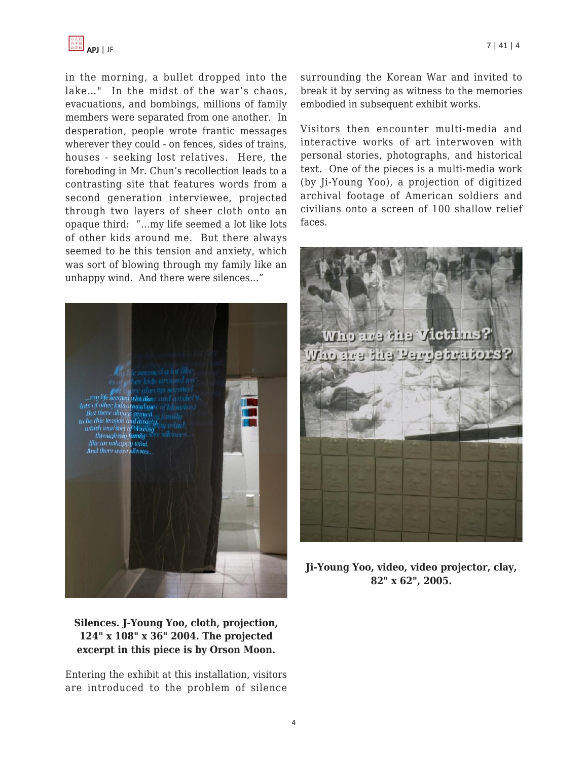in the morning, a bullet dropped into the lake..." In the midst of the war's chaos, evacuations, and bombings, millions of family members were separated from one another. In desperation, people wrote frantic messages wherever they could - on fences, sides of trains, houses - seeking lost relatives. Here, the foreboding in Mr. Chun's recollection leads to a contrasting site that features words from a second generation interviewee, projected through two layers of sheer cloth onto an opaque third: "...my life seemed a lot like lots of other kids around me. But there always seemed to be this tension and anxiety, which was sort of blowing through my family like an unhappy wind. And there were silences..."

**Silences. J-Young Yoo, cloth, projection, 124" x 108" x 36" 2004. The projected excerpt in this piece is by Orson Moon.**

Entering the exhibit at this installation, visitors are introduced to the problem of silence surrounding the Korean War and invited to break it by serving as witness to the memories embodied in subsequent exhibit works.

Visitors then encounter multi-media and interactive works of art interwoven with personal stories, photographs, and historical text. One of the pieces is a multi-media work (by Ji-Young Yoo), a projection of digitized archival footage of American soldiers and civilians onto a screen of 100 shallow relief faces.

**Ji-Young Yoo, video, video projector, clay, 82" x 62", 2005.**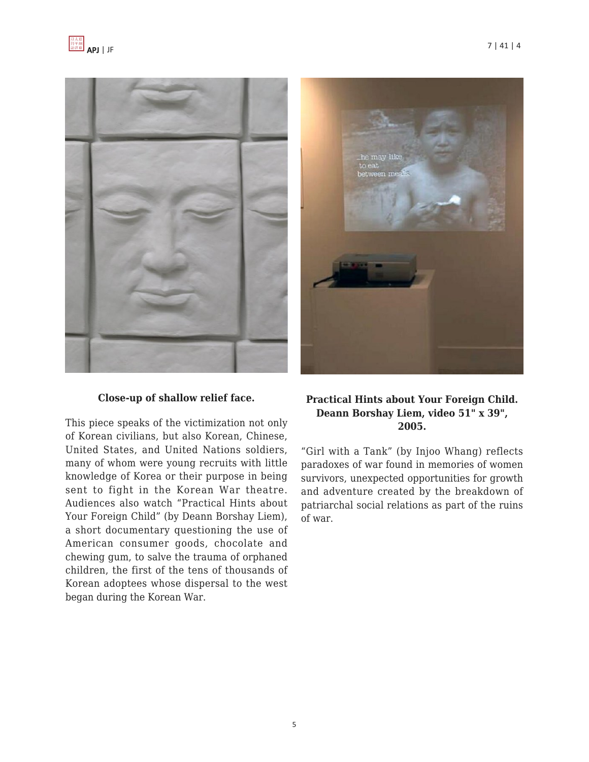**Close-up of shallow relief face.**

This piece speaks of the victimization not only of Korean civilians, but also Korean, Chinese, United States, and United Nations soldiers, many of whom were young recruits with little knowledge of Korea or their purpose in being sent to fight in the Korean War theatre. Audiences also watch "Practical Hints about Your Foreign Child" (by Deann Borshay Liem), a short documentary questioning the use of American consumer goods, chocolate and chewing gum, to salve the trauma of orphaned children, the first of the tens of thousands of Korean adoptees whose dispersal to the west began during the Korean War.

**Practical Hints about Your Foreign Child. Deann Borshay Liem, video 51" x 39", 2005.**

"Girl with a Tank" (by Injoo Whang) reflects paradoxes of war found in memories of women survivors, unexpected opportunities for growth and adventure created by the breakdown of patriarchal social relations as part of the ruins of war.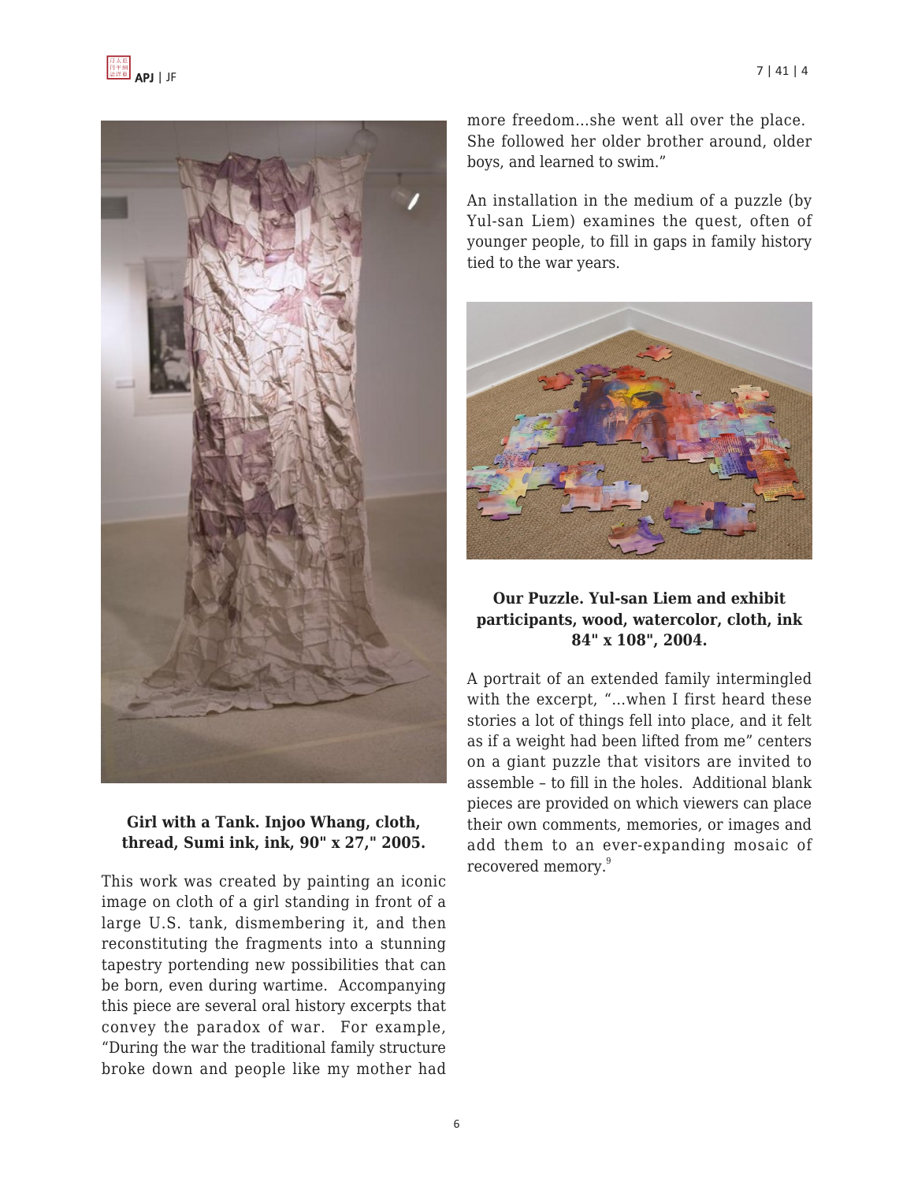**Girl with a Tank. Injoo Whang, cloth, thread, Sumi ink, ink, 90" x 27," 2005.**

This work was created by painting an iconic image on cloth of a girl standing in front of a large U.S. tank, dismembering it, and then reconstituting the fragments into a stunning tapestry portending new possibilities that can be born, even during wartime. Accompanying this piece are several oral history excerpts that convey the paradox of war. For example, "During the war the traditional family structure broke down and people like my mother had more freedom…she went all over the place. She followed her older brother around, older boys, and learned to swim."

An installation in the medium of a puzzle (by Yul-san Liem) examines the quest, often of younger people, to fill in gaps in family history tied to the war years.

**Our Puzzle. Yul-san Liem and exhibit participants, wood, watercolor, cloth, ink 84" x 108", 2004.**

A portrait of an extended family intermingled with the excerpt, "…when I first heard these stories a lot of things fell into place, and it felt as if a weight had been lifted from me" centers on a giant puzzle that visitors are invited to assemble – to fill in the holes. Additional blank pieces are provided on which viewers can place their own comments, memories, or images and add them to an ever-expanding mosaic of recovered memory.[9]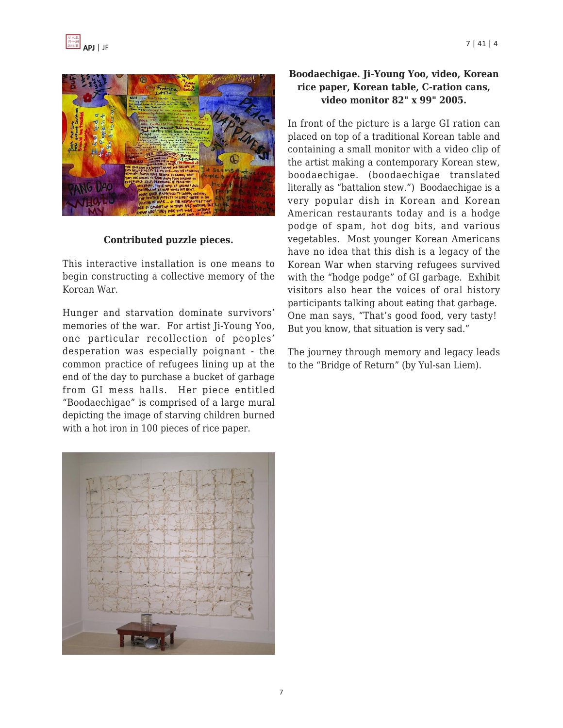**Contributed puzzle pieces.**

This interactive installation is one means to begin constructing a collective memory of the Korean War.

Hunger and starvation dominate survivors' memories of the war. For artist Ji-Young Yoo, one particular recollection of peoples' desperation was especially poignant - the common practice of refugees lining up at the end of the day to purchase a bucket of garbage from GI mess halls. Her piece entitled "Boodaechigae" is comprised of a large mural depicting the image of starving children burned with a hot iron in 100 pieces of rice paper.

**Boodaechigae. Ji-Young Yoo, video, Korean rice paper, Korean table, C-ration cans, video monitor 82" x 99" 2005.**

In front of the picture is a large GI ration can placed on top of a traditional Korean table and containing a small monitor with a video clip of the artist making a contemporary Korean stew, boodaechigae. (boodaechigae translated literally as "battalion stew.") Boodaechigae is a very popular dish in Korean and Korean American restaurants today and is a hodge podge of spam, hot dog bits, and various vegetables. Most younger Korean Americans have no idea that this dish is a legacy of the Korean War when starving refugees survived with the "hodge podge" of GI garbage. Exhibit visitors also hear the voices of oral history participants talking about eating that garbage. One man says, "That's good food, very tasty! But you know, that situation is very sad."

The journey through memory and legacy leads to the "Bridge of Return" (by Yul-san Liem).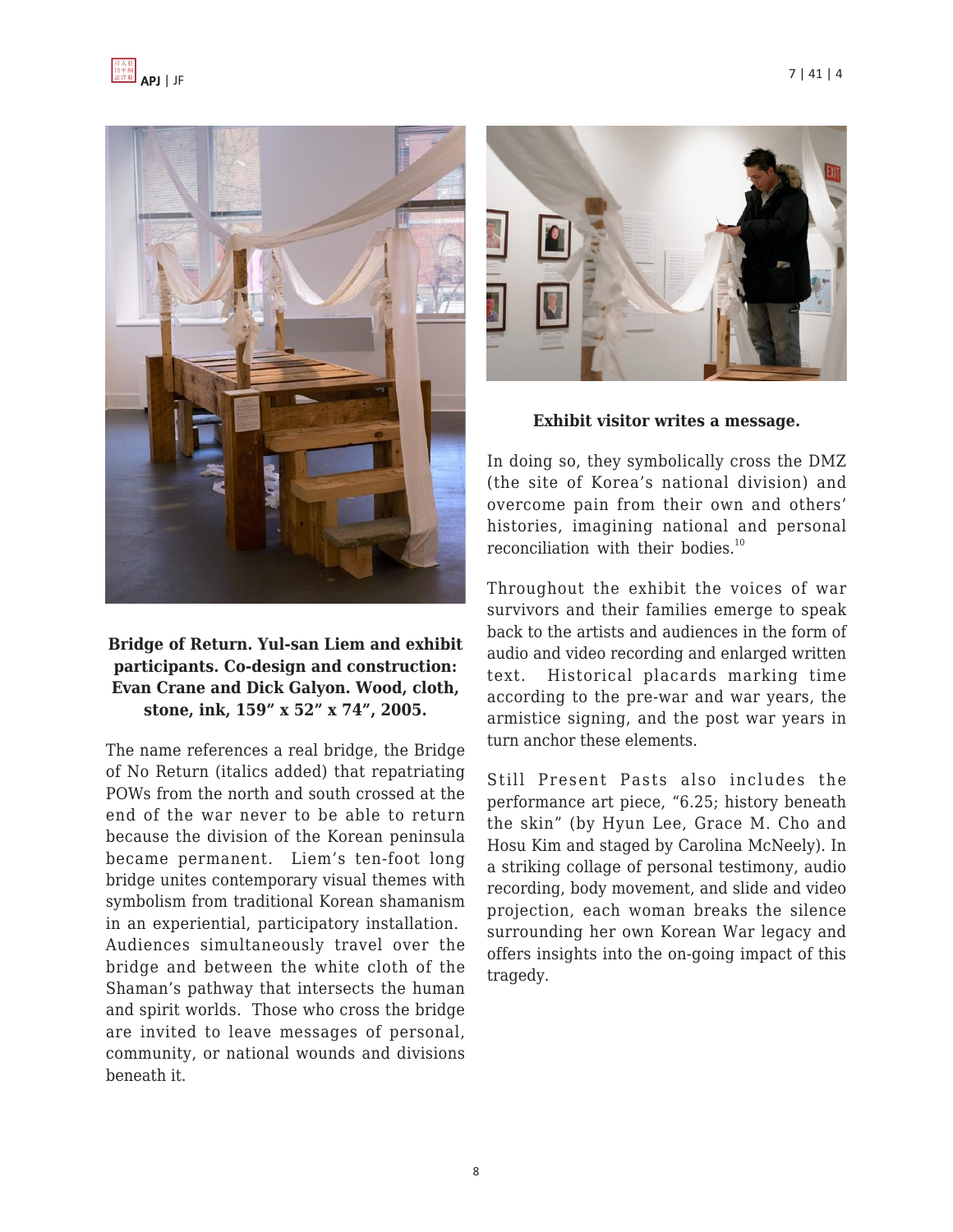**Bridge of Return. Yul-san Liem and exhibit participants. Co-design and construction: Evan Crane and Dick Galyon. Wood, cloth, stone, ink, 159" x 52" x 74", 2005.**

The name references a real bridge, the Bridge of No Return (italics added) that repatriating POWs from the north and south crossed at the end of the war never to be able to return because the division of the Korean peninsula became permanent. Liem's ten-foot long bridge unites contemporary visual themes with symbolism from traditional Korean shamanism in an experiential, participatory installation. Audiences simultaneously travel over the bridge and between the white cloth of the Shaman's pathway that intersects the human and spirit worlds. Those who cross the bridge are invited to leave messages of personal, community, or national wounds and divisions beneath it.

**Exhibit visitor writes a message.**

In doing so, they symbolically cross the DMZ (the site of Korea's national division) and overcome pain from their own and others' histories, imagining national and personal reconciliation with their bodies.[10]

Throughout the exhibit the voices of war survivors and their families emerge to speak back to the artists and audiences in the form of audio and video recording and enlarged written text. Historical placards marking time according to the pre-war and war years, the armistice signing, and the post war years in turn anchor these elements.

Still Present Pasts also includes the performance art piece, "6.25; history beneath the skin" (by Hyun Lee, Grace M. Cho and Hosu Kim and staged by Carolina McNeely). In a striking collage of personal testimony, audio recording, body movement, and slide and video projection, each woman breaks the silence surrounding her own Korean War legacy and offers insights into the on-going impact of this tragedy.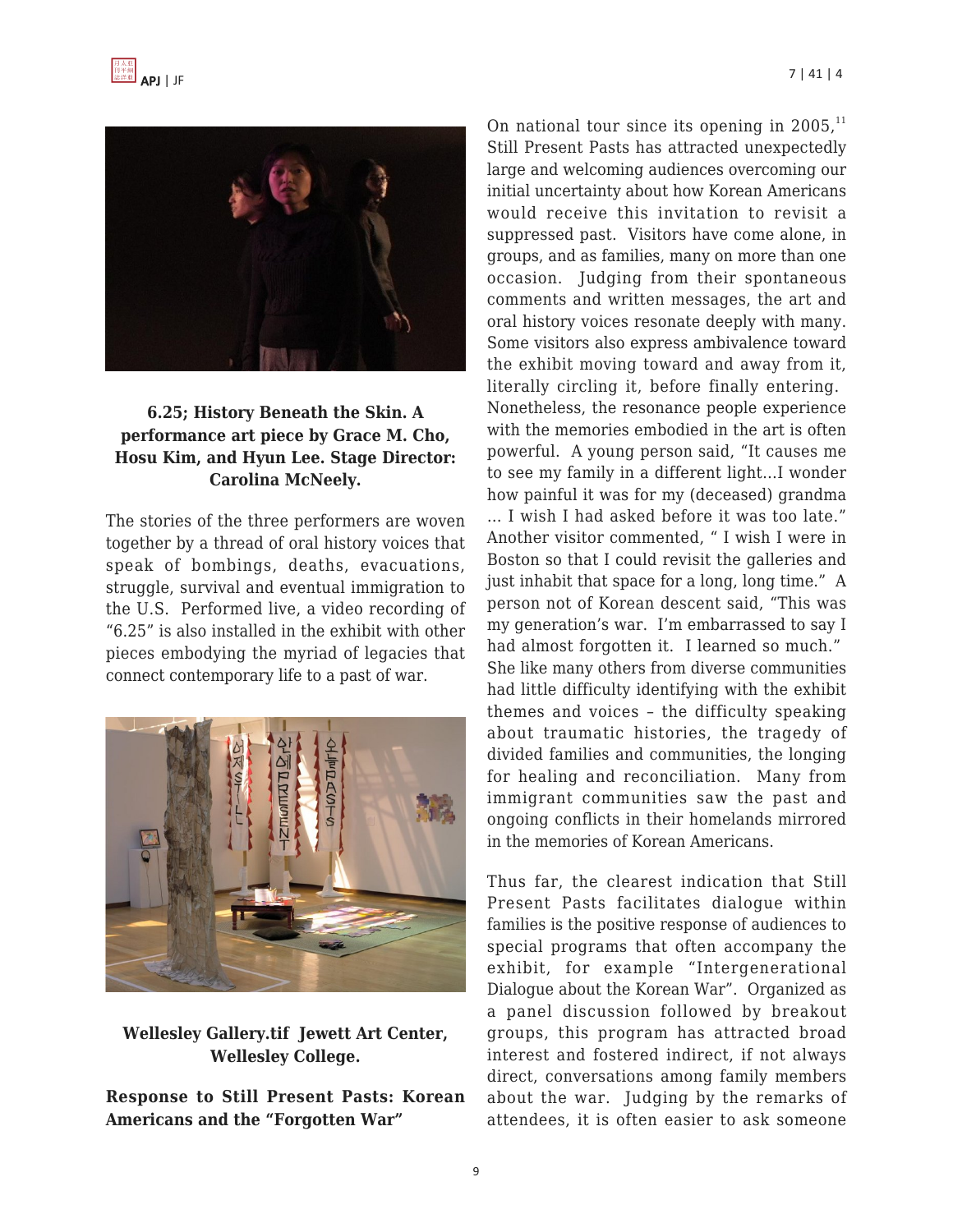**6.25; History Beneath the Skin. A performance art piece by Grace M. Cho, Hosu Kim, and Hyun Lee. Stage Director: Carolina McNeely.**

The stories of the three performers are woven together by a thread of oral history voices that speak of bombings, deaths, evacuations, struggle, survival and eventual immigration to the U.S. Performed live, a video recording of "6.25" is also installed in the exhibit with other pieces embodying the myriad of legacies that connect contemporary life to a past of war.

**Wellesley Gallery.tif Jewett Art Center, Wellesley College.**

**Response to Still Present Pasts: Korean Americans and the "Forgotten War"**

On national tour since its opening in 2005,[11] Still Present Pasts has attracted unexpectedly large and welcoming audiences overcoming our initial uncertainty about how Korean Americans would receive this invitation to revisit a suppressed past. Visitors have come alone, in groups, and as families, many on more than one occasion. Judging from their spontaneous comments and written messages, the art and oral history voices resonate deeply with many. Some visitors also express ambivalence toward the exhibit moving toward and away from it, literally circling it, before finally entering. Nonetheless, the resonance people experience with the memories embodied in the art is often powerful. A young person said, "It causes me to see my family in a different light…I wonder how painful it was for my (deceased) grandma … I wish I had asked before it was too late." Another visitor commented, " I wish I were in Boston so that I could revisit the galleries and just inhabit that space for a long, long time." A person not of Korean descent said, "This was my generation's war. I'm embarrassed to say I had almost forgotten it. I learned so much." She like many others from diverse communities had little difficulty identifying with the exhibit themes and voices – the difficulty speaking about traumatic histories, the tragedy of divided families and communities, the longing for healing and reconciliation. Many from immigrant communities saw the past and ongoing conflicts in their homelands mirrored in the memories of Korean Americans.

Thus far, the clearest indication that Still Present Pasts facilitates dialogue within families is the positive response of audiences to special programs that often accompany the exhibit, for example "Intergenerational Dialogue about the Korean War". Organized as a panel discussion followed by breakout groups, this program has attracted broad interest and fostered indirect, if not always direct, conversations among family members about the war. Judging by the remarks of attendees, it is often easier to ask someone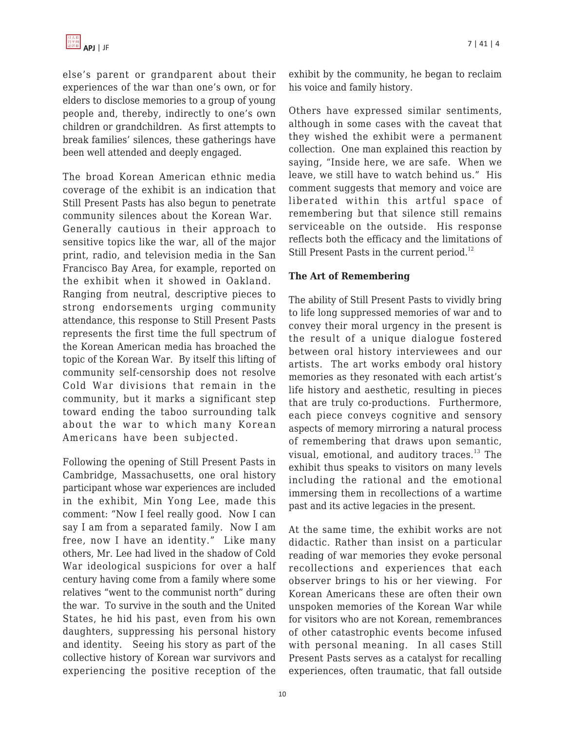else's parent or grandparent about their experiences of the war than one's own, or for elders to disclose memories to a group of young people and, thereby, indirectly to one's own children or grandchildren. As first attempts to break families' silences, these gatherings have been well attended and deeply engaged.

The broad Korean American ethnic media coverage of the exhibit is an indication that Still Present Pasts has also begun to penetrate community silences about the Korean War. Generally cautious in their approach to sensitive topics like the war, all of the major print, radio, and television media in the San Francisco Bay Area, for example, reported on the exhibit when it showed in Oakland. Ranging from neutral, descriptive pieces to strong endorsements urging community attendance, this response to Still Present Pasts represents the first time the full spectrum of the Korean American media has broached the topic of the Korean War. By itself this lifting of community self-censorship does not resolve Cold War divisions that remain in the community, but it marks a significant step toward ending the taboo surrounding talk about the war to which many Korean Americans have been subjected.

Following the opening of Still Present Pasts in Cambridge, Massachusetts, one oral history participant whose war experiences are included in the exhibit, Min Yong Lee, made this comment: "Now I feel really good. Now I can say I am from a separated family. Now I am free, now I have an identity." Like many others, Mr. Lee had lived in the shadow of Cold War ideological suspicions for over a half century having come from a family where some relatives "went to the communist north" during the war. To survive in the south and the United States, he hid his past, even from his own daughters, suppressing his personal history and identity. Seeing his story as part of the collective history of Korean war survivors and experiencing the positive reception of the exhibit by the community, he began to reclaim his voice and family history.

Others have expressed similar sentiments, although in some cases with the caveat that they wished the exhibit were a permanent collection. One man explained this reaction by saying, "Inside here, we are safe. When we leave, we still have to watch behind us." His comment suggests that memory and voice are liberated within this artful space of remembering but that silence still remains serviceable on the outside. His response reflects both the efficacy and the limitations of Still Present Pasts in the current period.[12]

### The Art of Remembering

The ability of Still Present Pasts to vividly bring to life long suppressed memories of war and to convey their moral urgency in the present is the result of a unique dialogue fostered between oral history interviewees and our artists. The art works embody oral history memories as they resonated with each artist's life history and aesthetic, resulting in pieces that are truly co-productions. Furthermore, each piece conveys cognitive and sensory aspects of memory mirroring a natural process of remembering that draws upon semantic, visual, emotional, and auditory traces.[13] The exhibit thus speaks to visitors on many levels including the rational and the emotional immersing them in recollections of a wartime past and its active legacies in the present.

At the same time, the exhibit works are not didactic. Rather than insist on a particular reading of war memories they evoke personal recollections and experiences that each observer brings to his or her viewing. For Korean Americans these are often their own unspoken memories of the Korean War while for visitors who are not Korean, remembrances of other catastrophic events become infused with personal meaning. In all cases Still Present Pasts serves as a catalyst for recalling experiences, often traumatic, that fall outside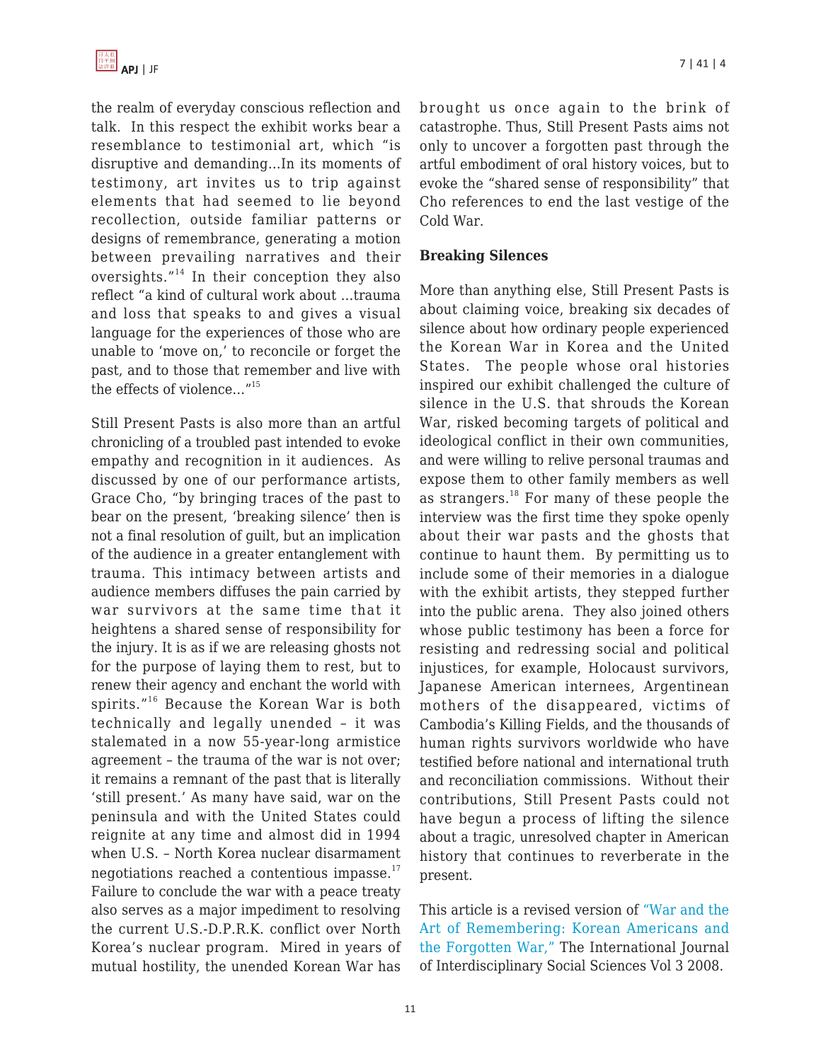the realm of everyday conscious reflection and talk. In this respect the exhibit works bear a resemblance to testimonial art, which "is disruptive and demanding...In its moments of testimony, art invites us to trip against elements that had seemed to lie beyond recollection, outside familiar patterns or designs of remembrance, generating a motion between prevailing narratives and their oversights."[14] In their conception they also reflect "a kind of cultural work about ...trauma and loss that speaks to and gives a visual language for the experiences of those who are unable to 'move on,' to reconcile or forget the past, and to those that remember and live with the effects of violence..."[15]

Still Present Pasts is also more than an artful chronicling of a troubled past intended to evoke empathy and recognition in it audiences. As discussed by one of our performance artists, Grace Cho, "by bringing traces of the past to bear on the present, 'breaking silence' then is not a final resolution of guilt, but an implication of the audience in a greater entanglement with trauma. This intimacy between artists and audience members diffuses the pain carried by war survivors at the same time that it heightens a shared sense of responsibility for the injury. It is as if we are releasing ghosts not for the purpose of laying them to rest, but to renew their agency and enchant the world with spirits."[16] Because the Korean War is both technically and legally unended – it was stalemated in a now 55-year-long armistice agreement – the trauma of the war is not over; it remains a remnant of the past that is literally 'still present.' As many have said, war on the peninsula and with the United States could reignite at any time and almost did in 1994 when U.S. – North Korea nuclear disarmament negotiations reached a contentious impasse.[17] Failure to conclude the war with a peace treaty also serves as a major impediment to resolving the current U.S.-D.P.R.K. conflict over North Korea's nuclear program. Mired in years of mutual hostility, the unended Korean War has brought us once again to the brink of catastrophe. Thus, Still Present Pasts aims not only to uncover a forgotten past through the artful embodiment of oral history voices, but to evoke the "shared sense of responsibility" that Cho references to end the last vestige of the Cold War.

**Breaking Silences**

More than anything else, Still Present Pasts is about claiming voice, breaking six decades of silence about how ordinary people experienced the Korean War in Korea and the United States. The people whose oral histories inspired our exhibit challenged the culture of silence in the U.S. that shrouds the Korean War, risked becoming targets of political and ideological conflict in their own communities, and were willing to relive personal traumas and expose them to other family members as well as strangers.[18] For many of these people the interview was the first time they spoke openly about their war pasts and the ghosts that continue to haunt them. By permitting us to include some of their memories in a dialogue with the exhibit artists, they stepped further into the public arena. They also joined others whose public testimony has been a force for resisting and redressing social and political injustices, for example, Holocaust survivors, Japanese American internees, Argentinean mothers of the disappeared, victims of Cambodia's Killing Fields, and the thousands of human rights survivors worldwide who have testified before national and international truth and reconciliation commissions. Without their contributions, Still Present Pasts could not have begun a process of lifting the silence about a tragic, unresolved chapter in American history that continues to reverberate in the present.

This article is a revised version of "War and the Art of Remembering: Korean Americans and the Forgotten War," The International Journal of Interdisciplinary Social Sciences Vol 3 2008.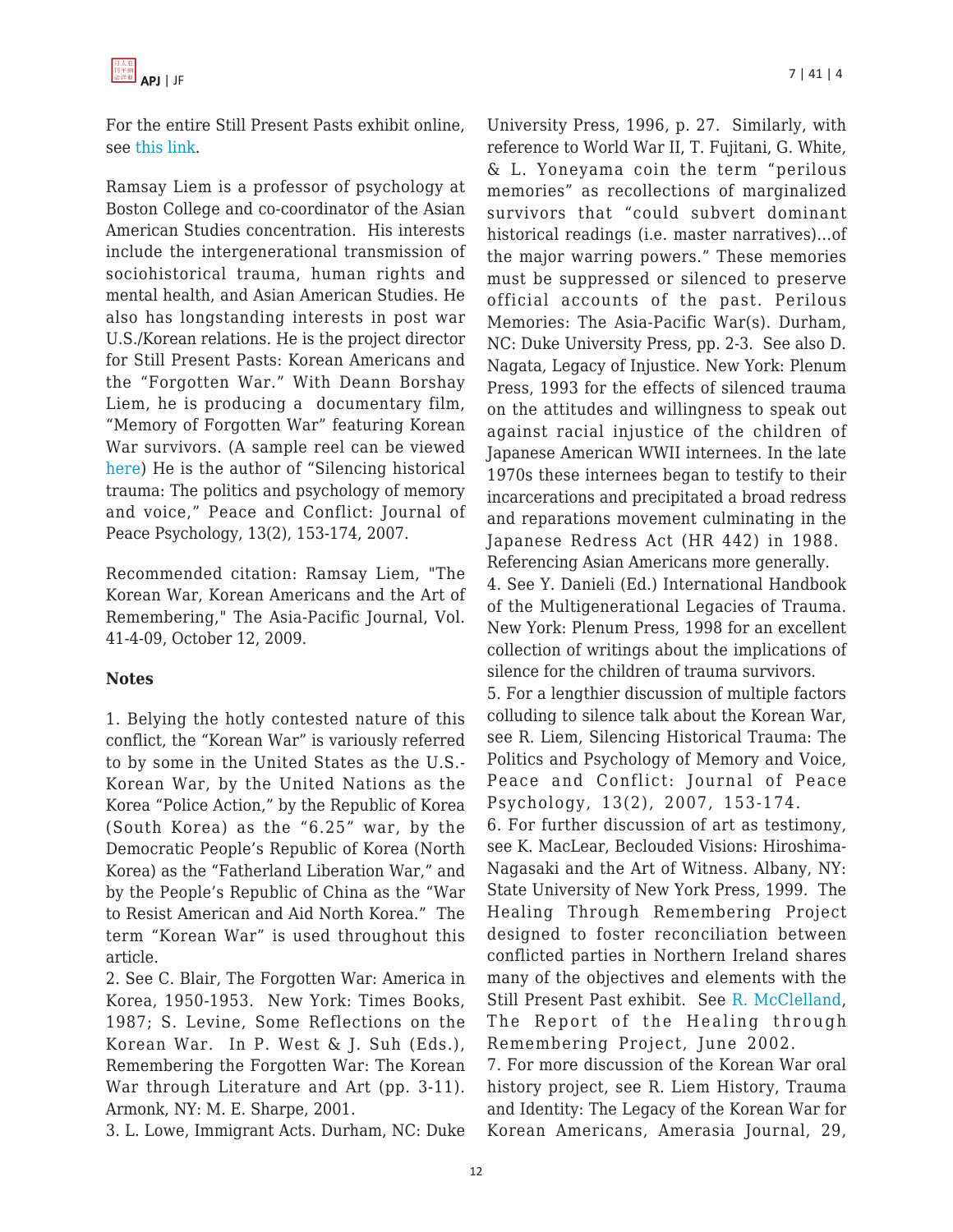For the entire Still Present Pasts exhibit online, see this link.

Ramsay Liem is a professor of psychology at Boston College and co-coordinator of the Asian American Studies concentration. His interests include the intergenerational transmission of sociohistorical trauma, human rights and mental health, and Asian American Studies. He also has longstanding interests in post war U.S./Korean relations. He is the project director for Still Present Pasts: Korean Americans and the "Forgotten War." With Deann Borshay Liem, he is producing a documentary film, "Memory of Forgotten War" featuring Korean War survivors. (A sample reel can be viewed here) He is the author of "Silencing historical trauma: The politics and psychology of memory and voice," Peace and Conflict: Journal of Peace Psychology, 13(2), 153-174, 2007.

Recommended citation: Ramsay Liem, "The Korean War, Korean Americans and the Art of Remembering," The Asia-Pacific Journal, Vol. 41-4-09, October 12, 2009.

**Notes**

1. Belying the hotly contested nature of this conflict, the "Korean War" is variously referred to by some in the United States as the U.S.-Korean War, by the United Nations as the Korea "Police Action," by the Republic of Korea (South Korea) as the "6.25" war, by the Democratic People's Republic of Korea (North Korea) as the "Fatherland Liberation War," and by the People's Republic of China as the "War to Resist American and Aid North Korea." The term "Korean War" is used throughout this article.
2. See C. Blair, The Forgotten War: America in Korea, 1950-1953. New York: Times Books, 1987; S. Levine, Some Reflections on the Korean War. In P. West & J. Suh (Eds.), Remembering the Forgotten War: The Korean War through Literature and Art (pp. 3-11). Armonk, NY: M. E. Sharpe, 2001.
3. L. Lowe, Immigrant Acts. Durham, NC: Duke University Press, 1996, p. 27. Similarly, with reference to World War II, T. Fujitani, G. White, & L. Yoneyama coin the term "perilous memories" as recollections of marginalized survivors that "could subvert dominant historical readings (i.e. master narratives)...of the major warring powers." These memories must be suppressed or silenced to preserve official accounts of the past. Perilous Memories: The Asia-Pacific War(s). Durham, NC: Duke University Press, pp. 2-3. See also D. Nagata, Legacy of Injustice. New York: Plenum Press, 1993 for the effects of silenced trauma on the attitudes and willingness to speak out against racial injustice of the children of Japanese American WWII internees. In the late 1970s these internees began to testify to their incarcerations and precipitated a broad redress and reparations movement culminating in the Japanese Redress Act (HR 442) in 1988. Referencing Asian Americans more generally.
4. See Y. Danieli (Ed.) International Handbook of the Multigenerational Legacies of Trauma. New York: Plenum Press, 1998 for an excellent collection of writings about the implications of silence for the children of trauma survivors.
5. For a lengthier discussion of multiple factors colluding to silence talk about the Korean War, see R. Liem, Silencing Historical Trauma: The Politics and Psychology of Memory and Voice, Peace and Conflict: Journal of Peace Psychology, 13(2), 2007, 153-174.
6. For further discussion of art as testimony, see K. MacLear, Beclouded Visions: Hiroshima-Nagasaki and the Art of Witness. Albany, NY: State University of New York Press, 1999. The Healing Through Remembering Project designed to foster reconciliation between conflicted parties in Northern Ireland shares many of the objectives and elements with the Still Present Past exhibit. See R. McClelland, The Report of the Healing through Remembering Project, June 2002.
7. For more discussion of the Korean War oral history project, see R. Liem History, Trauma and Identity: The Legacy of the Korean War for Korean Americans, Amerasia Journal, 29,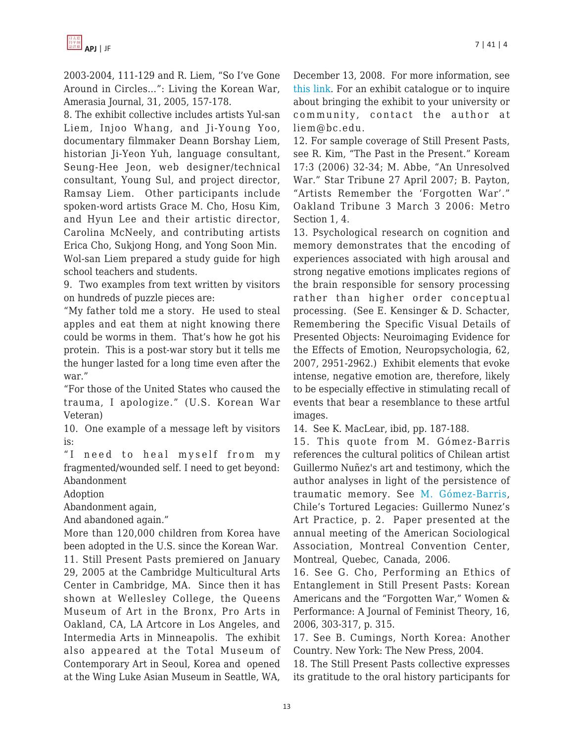2003-2004, 111-129 and R. Liem, "So I've Gone Around in Circles…": Living the Korean War, Amerasia Journal, 31, 2005, 157-178.

8. The exhibit collective includes artists Yul-san Liem, Injoo Whang, and Ji-Young Yoo, documentary filmmaker Deann Borshay Liem, historian Ji-Yeon Yuh, language consultant, Seung-Hee Jeon, web designer/technical consultant, Young Sul, and project director, Ramsay Liem. Other participants include spoken-word artists Grace M. Cho, Hosu Kim, and Hyun Lee and their artistic director, Carolina McNeely, and contributing artists Erica Cho, Sukjong Hong, and Yong Soon Min. Wol-san Liem prepared a study guide for high school teachers and students.

9. Two examples from text written by visitors on hundreds of puzzle pieces are:

"My father told me a story. He used to steal apples and eat them at night knowing there could be worms in them. That's how he got his protein. This is a post-war story but it tells me the hunger lasted for a long time even after the war."

"For those of the United States who caused the trauma, I apologize." (U.S. Korean War Veteran)

10. One example of a message left by visitors is:

"I need to heal myself from my fragmented/wounded self. I need to get beyond:
Abandonment
Adoption
Abandonment again,
And abandoned again."

More than 120,000 children from Korea have been adopted in the U.S. since the Korean War.

11. Still Present Pasts premiered on January 29, 2005 at the Cambridge Multicultural Arts Center in Cambridge, MA. Since then it has shown at Wellesley College, the Queens Museum of Art in the Bronx, Pro Arts in Oakland, CA, LA Artcore in Los Angeles, and Intermedia Arts in Minneapolis. The exhibit also appeared at the Total Museum of Contemporary Art in Seoul, Korea and opened at the Wing Luke Asian Museum in Seattle, WA, December 13, 2008. For more information, see this link. For an exhibit catalogue or to inquire about bringing the exhibit to your university or community, contact the author at liem@bc.edu.

12. For sample coverage of Still Present Pasts, see R. Kim, "The Past in the Present." Koream 17:3 (2006) 32-34; M. Abbe, "An Unresolved War." Star Tribune 27 April 2007; B. Payton, "Artists Remember the 'Forgotten War'." Oakland Tribune 3 March 3 2006: Metro Section 1, 4.

13. Psychological research on cognition and memory demonstrates that the encoding of experiences associated with high arousal and strong negative emotions implicates regions of the brain responsible for sensory processing rather than higher order conceptual processing. (See E. Kensinger & D. Schacter, Remembering the Specific Visual Details of Presented Objects: Neuroimaging Evidence for the Effects of Emotion, Neuropsychologia, 62, 2007, 2951-2962.) Exhibit elements that evoke intense, negative emotion are, therefore, likely to be especially effective in stimulating recall of events that bear a resemblance to these artful images.

14. See K. MacLear, ibid, pp. 187-188.

15. This quote from M. Gómez-Barris references the cultural politics of Chilean artist Guillermo Nuñez's art and testimony, which the author analyses in light of the persistence of traumatic memory. See M. Gómez-Barris, Chile's Tortured Legacies: Guillermo Nunez's Art Practice, p. 2. Paper presented at the annual meeting of the American Sociological Association, Montreal Convention Center, Montreal, Quebec, Canada, 2006.

16. See G. Cho, Performing an Ethics of Entanglement in Still Present Pasts: Korean Americans and the "Forgotten War," Women & Performance: A Journal of Feminist Theory, 16, 2006, 303-317, p. 315.

17. See B. Cumings, North Korea: Another Country. New York: The New Press, 2004.

18. The Still Present Pasts collective expresses its gratitude to the oral history participants for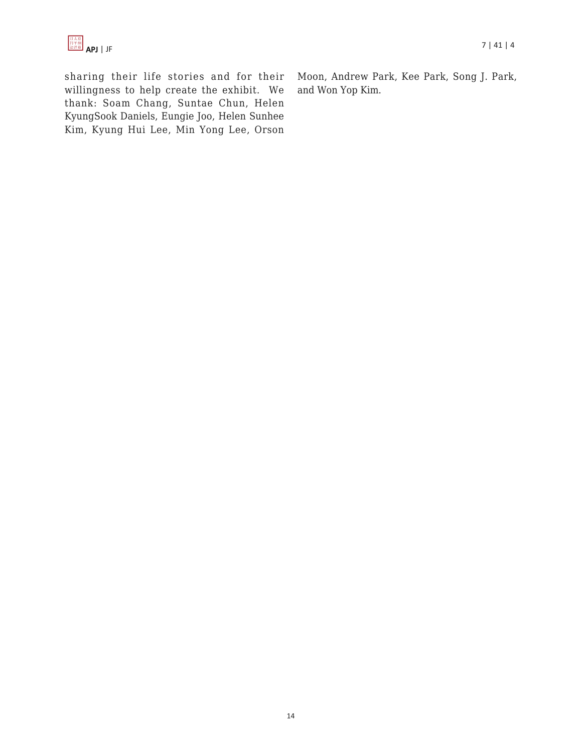sharing their life stories and for their willingness to help create the exhibit. We thank: Soam Chang, Suntae Chun, Helen KyungSook Daniels, Eungie Joo, Helen Sunhee Kim, Kyung Hui Lee, Min Yong Lee, Orson Moon, Andrew Park, Kee Park, Song J. Park, and Won Yop Kim.